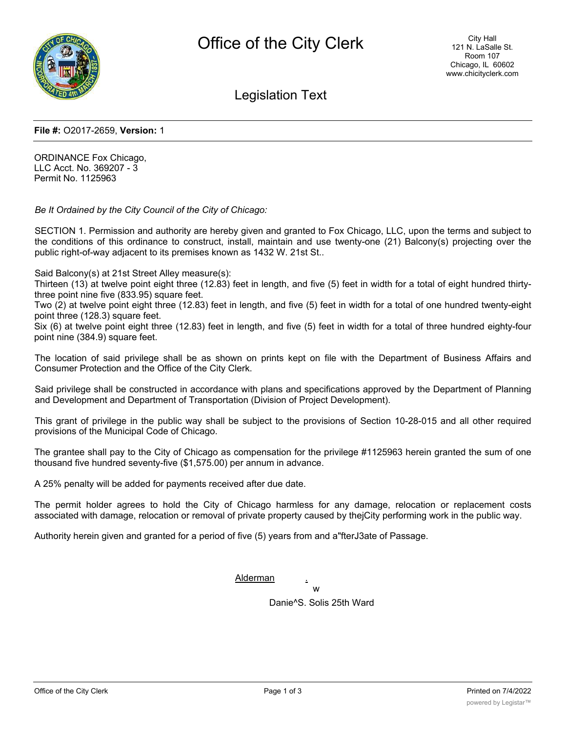# Office of the City Clerk

City Hall
121 N. LaSalle St.
Room 107
Chicago, IL 60602
www.chicityclerk.com

## Legislation Text

**File #:** O2017-2659, **Version:** 1

ORDINANCE Fox Chicago,
LLC Acct. No. 369207 - 3
Permit No. 1125963

*Be It Ordained by the City Council of the City of Chicago:*

SECTION 1. Permission and authority are hereby given and granted to Fox Chicago, LLC, upon the terms and subject to the conditions of this ordinance to construct, install, maintain and use twenty-one (21) Balcony(s) projecting over the public right-of-way adjacent to its premises known as 1432 W. 21st St..

Said Balcony(s) at 21st Street Alley measure(s):
Thirteen (13) at twelve point eight three (12.83) feet in length, and five (5) feet in width for a total of eight hundred thirty-three point nine five (833.95) square feet.
Two (2) at twelve point eight three (12.83) feet in length, and five (5) feet in width for a total of one hundred twenty-eight point three (128.3) square feet.
Six (6) at twelve point eight three (12.83) feet in length, and five (5) feet in width for a total of three hundred eighty-four point nine (384.9) square feet.

The location of said privilege shall be as shown on prints kept on file with the Department of Business Affairs and Consumer Protection and the Office of the City Clerk.

Said privilege shall be constructed in accordance with plans and specifications approved by the Department of Planning and Development and Department of Transportation (Division of Project Development).

This grant of privilege in the public way shall be subject to the provisions of Section 10-28-015 and all other required provisions of the Municipal Code of Chicago.

The grantee shall pay to the City of Chicago as compensation for the privilege #1125963 herein granted the sum of one thousand five hundred seventy-five ($1,575.00) per annum in advance.

A 25% penalty will be added for payments received after due date.

The permit holder agrees to hold the City of Chicago harmless for any damage, relocation or replacement costs associated with damage, relocation or removal of private property caused by thejCity performing work in the public way.

Authority herein given and granted for a period of five (5) years from and a"fterJ3ate of Passage.

Alderman .
w

Danie^S. Solis 25th Ward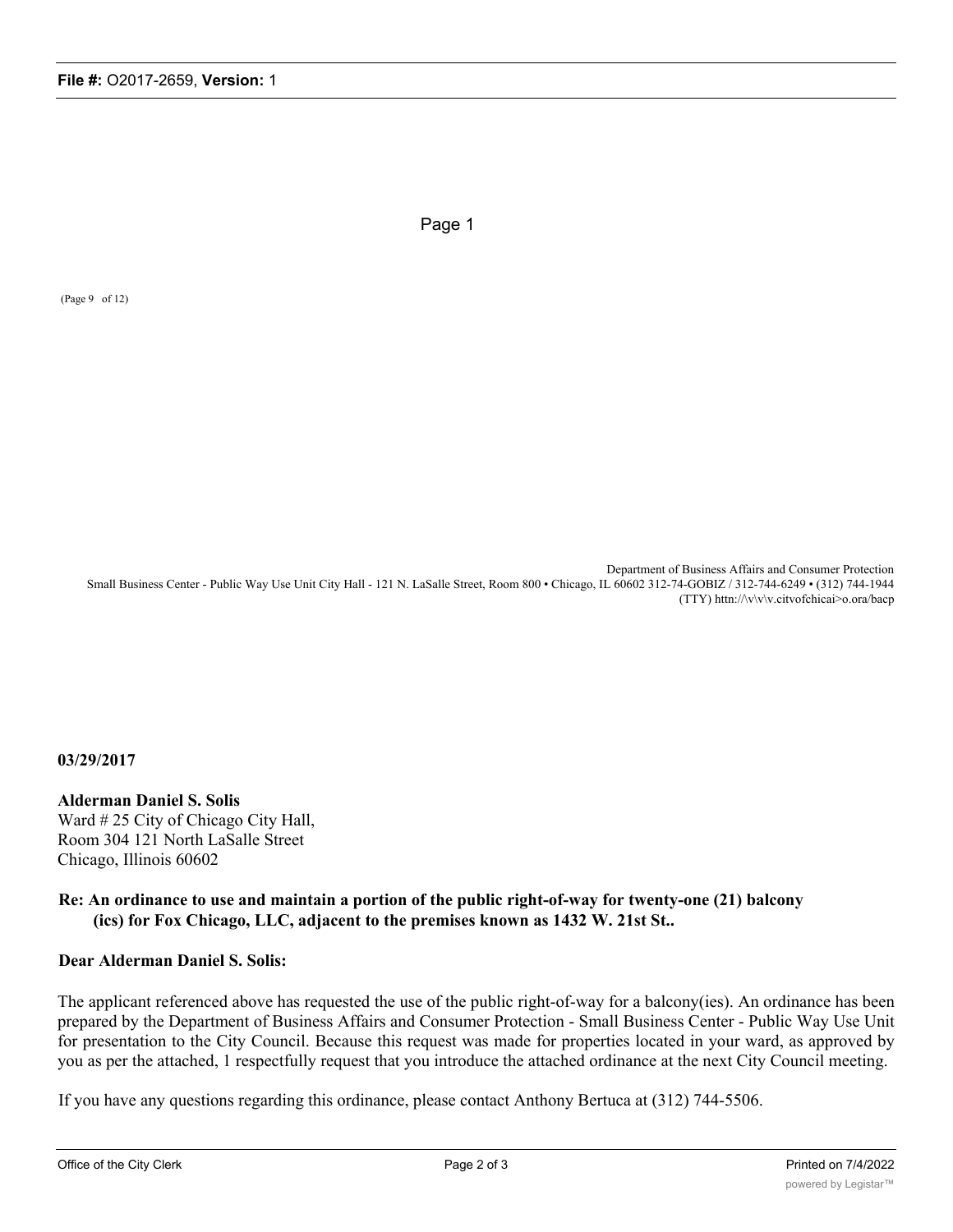Page 1

(Page 9 of 12)

Department of Business Affairs and Consumer Protection
Small Business Center - Public Way Use Unit City Hall - 121 N. LaSalle Street, Room 800 • Chicago, IL 60602 312-74-GOBIZ / 312-744-6249 • (312) 744-1944 (TTY) httn://\v\v\v.citvofchicai>o.ora/bacp

**03/29/2017**

**Alderman Daniel S. Solis**
Ward # 25 City of Chicago City Hall,
Room 304 121 North LaSalle Street
Chicago, Illinois 60602

**Re: An ordinance to use and maintain a portion of the public right-of-way for twenty-one (21) balcony (ics) for Fox Chicago, LLC, adjacent to the premises known as 1432 W. 21st St..**

**Dear Alderman Daniel S. Solis:**

The applicant referenced above has requested the use of the public right-of-way for a balcony(ies). An ordinance has been prepared by the Department of Business Affairs and Consumer Protection - Small Business Center - Public Way Use Unit for presentation to the City Council. Because this request was made for properties located in your ward, as approved by you as per the attached, 1 respectfully request that you introduce the attached ordinance at the next City Council meeting.

If you have any questions regarding this ordinance, please contact Anthony Bertuca at (312) 744-5506.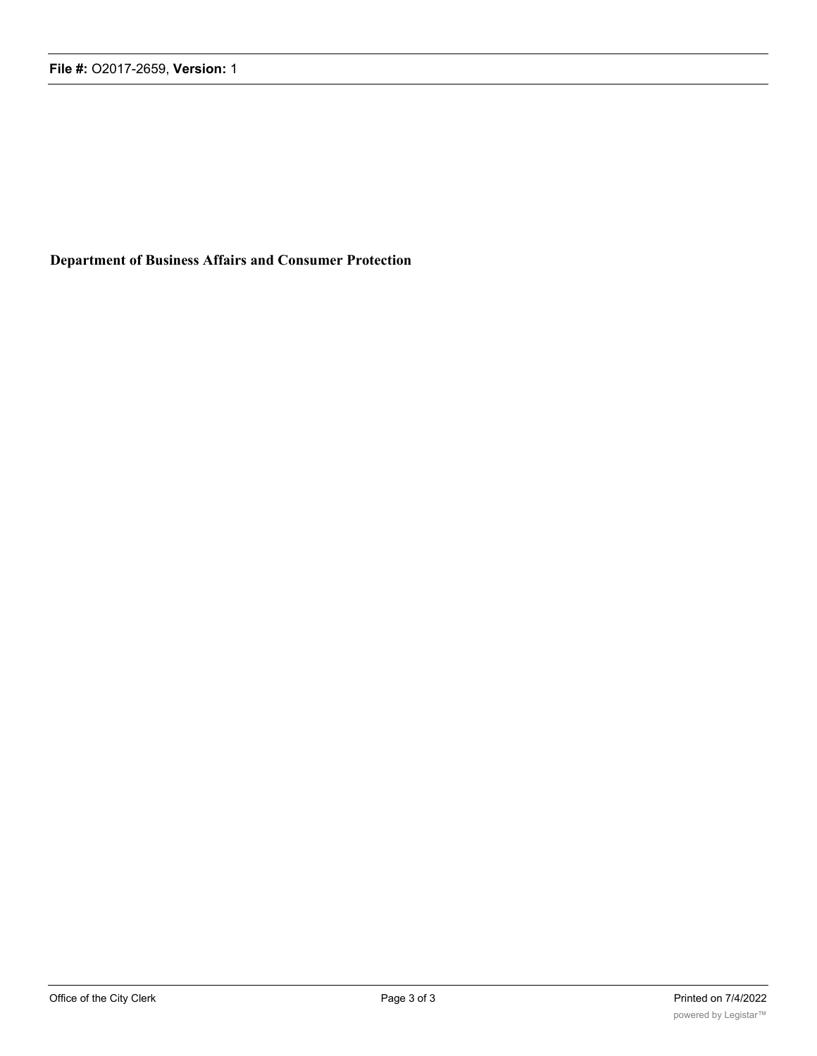**Department of Business Affairs and Consumer Protection**